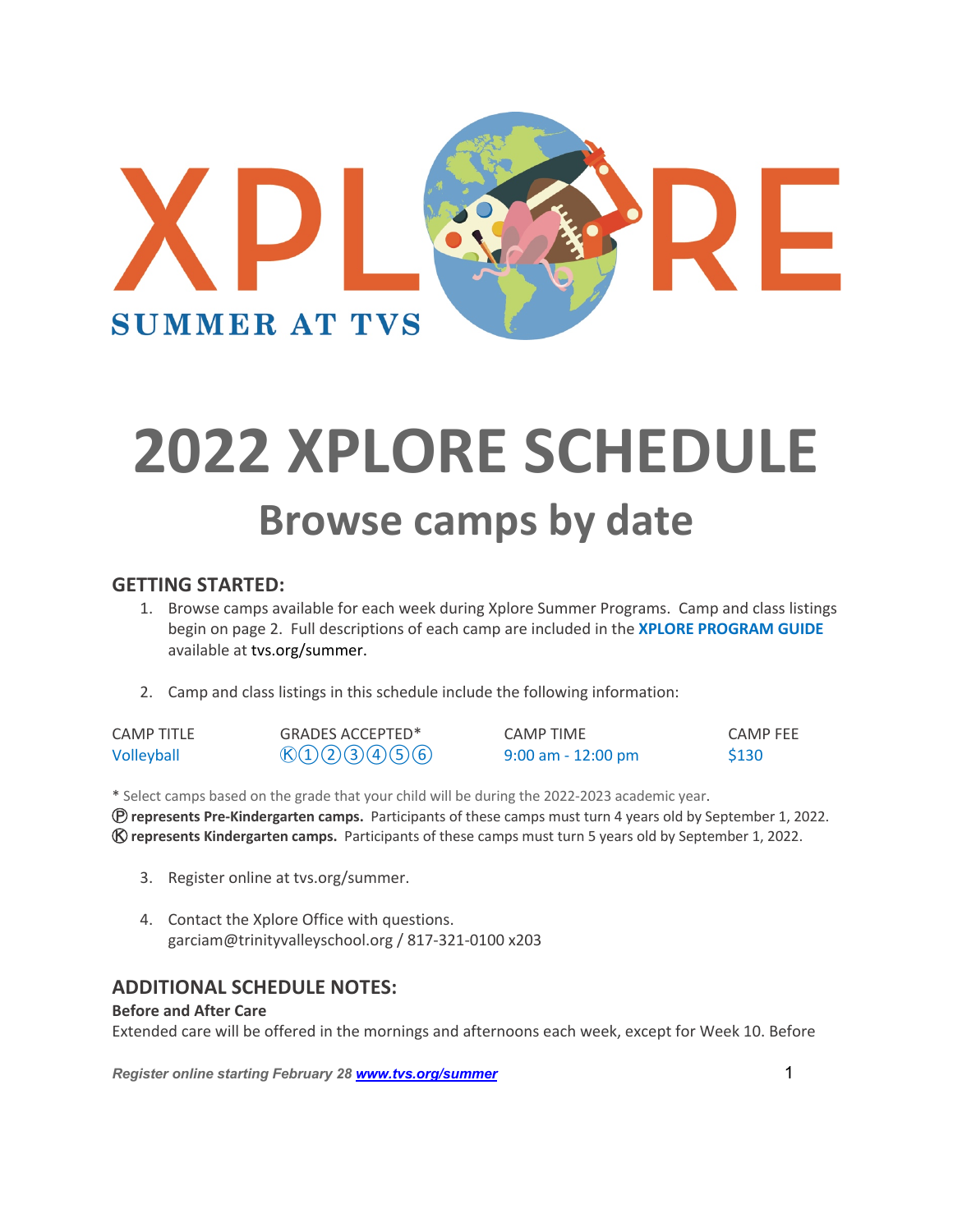# 2022 XPLORE SCHEDULE

## Browse camps by date

### GETTING STARTED:

1. Browse camps available for each week during Xplore Summer Programs. Camp and class listings begin on page 2. Full descriptions of each camp are included in the **XPLORE PROGRAM GUIDE** available at tvs.org/summer.

2. Camp and class listings in this schedule include the following information:

| CAMP TITLE | GRADES ACCEPTED* | CAMP TIME | CAMP FEE |
|---|---|---|---|
| Volleyball | Ⓚ①②③④⑤⑥ | 9:00 am - 12:00 pm | $130 |

\* Select camps based on the grade that your child will be during the 2022-2023 academic year.
Ⓟ **represents Pre-Kindergarten camps.** Participants of these camps must turn 4 years old by September 1, 2022.
Ⓚ **represents Kindergarten camps.** Participants of these camps must turn 5 years old by September 1, 2022.

3. Register online at tvs.org/summer.

4. Contact the Xplore Office with questions.
   garciam@trinityvalleyschool.org / 817-321-0100 x203

### ADDITIONAL SCHEDULE NOTES:

**Before and After Care**

Extended care will be offered in the mornings and afternoons each week, except for Week 10. Before

*Register online starting February 28 [www.tvs.org/summer](http://www.tvs.org/summer)*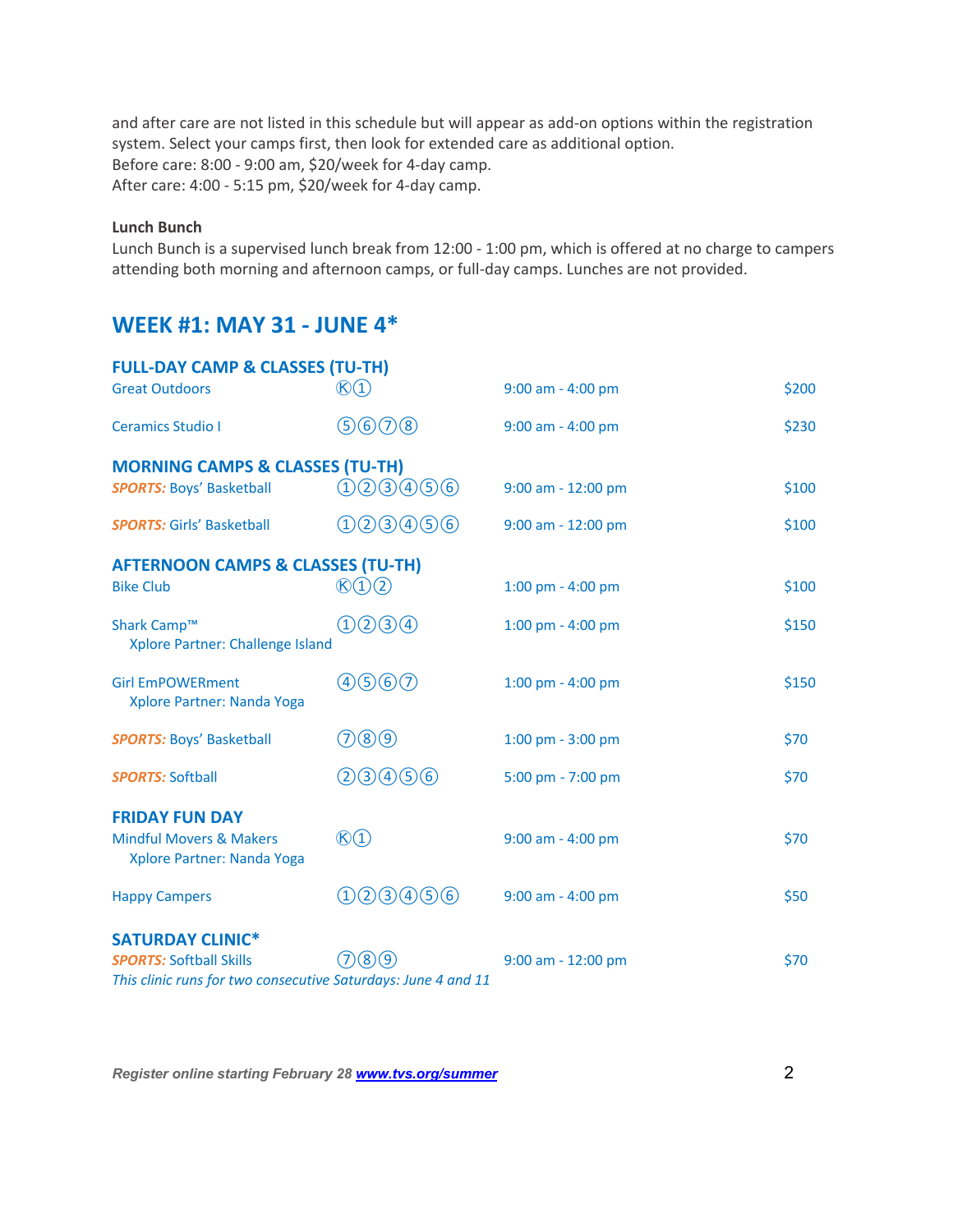and after care are not listed in this schedule but will appear as add-on options within the registration system. Select your camps first, then look for extended care as additional option.
Before care: 8:00 - 9:00 am, $20/week for 4-day camp.
After care: 4:00 - 5:15 pm, $20/week for 4-day camp.

**Lunch Bunch**
Lunch Bunch is a supervised lunch break from 12:00 - 1:00 pm, which is offered at no charge to campers attending both morning and afternoon camps, or full-day camps. Lunches are not provided.

## WEEK #1: MAY 31 - JUNE 4*

### FULL-DAY CAMP & CLASSES (TU-TH)

| Camp | Grades | Time | Price |
|---|---|---|---|
| Great Outdoors | Ⓚ① | 9:00 am - 4:00 pm | $200 |
| Ceramics Studio I | ⑤⑥⑦⑧ | 9:00 am - 4:00 pm | $230 |

### MORNING CAMPS & CLASSES (TU-TH)

| Camp | Grades | Time | Price |
|---|---|---|---|
| ***SPORTS:*** Boys' Basketball | ①②③④⑤⑥ | 9:00 am - 12:00 pm | $100 |
| ***SPORTS:*** Girls' Basketball | ①②③④⑤⑥ | 9:00 am - 12:00 pm | $100 |

### AFTERNOON CAMPS & CLASSES (TU-TH)

| Camp | Grades | Time | Price |
|---|---|---|---|
| Bike Club | Ⓚ①② | 1:00 pm - 4:00 pm | $100 |
| Shark Camp™<br>Xplore Partner: Challenge Island | ①②③④ | 1:00 pm - 4:00 pm | $150 |
| Girl EmPOWERment<br>Xplore Partner: Nanda Yoga | ④⑤⑥⑦ | 1:00 pm - 4:00 pm | $150 |
| ***SPORTS:*** Boys' Basketball | ⑦⑧⑨ | 1:00 pm - 3:00 pm | $70 |
| ***SPORTS:*** Softball | ②③④⑤⑥ | 5:00 pm - 7:00 pm | $70 |

### FRIDAY FUN DAY

| Camp | Grades | Time | Price |
|---|---|---|---|
| Mindful Movers & Makers<br>Xplore Partner: Nanda Yoga | Ⓚ① | 9:00 am - 4:00 pm | $70 |
| Happy Campers | ①②③④⑤⑥ | 9:00 am - 4:00 pm | $50 |

### SATURDAY CLINIC*

| Camp | Grades | Time | Price |
|---|---|---|---|
| ***SPORTS:*** Softball Skills | ⑦⑧⑨ | 9:00 am - 12:00 pm | $70 |

*This clinic runs for two consecutive Saturdays: June 4 and 11*

***Register online starting February 28 [www.tvs.org/summer](www.tvs.org/summer)***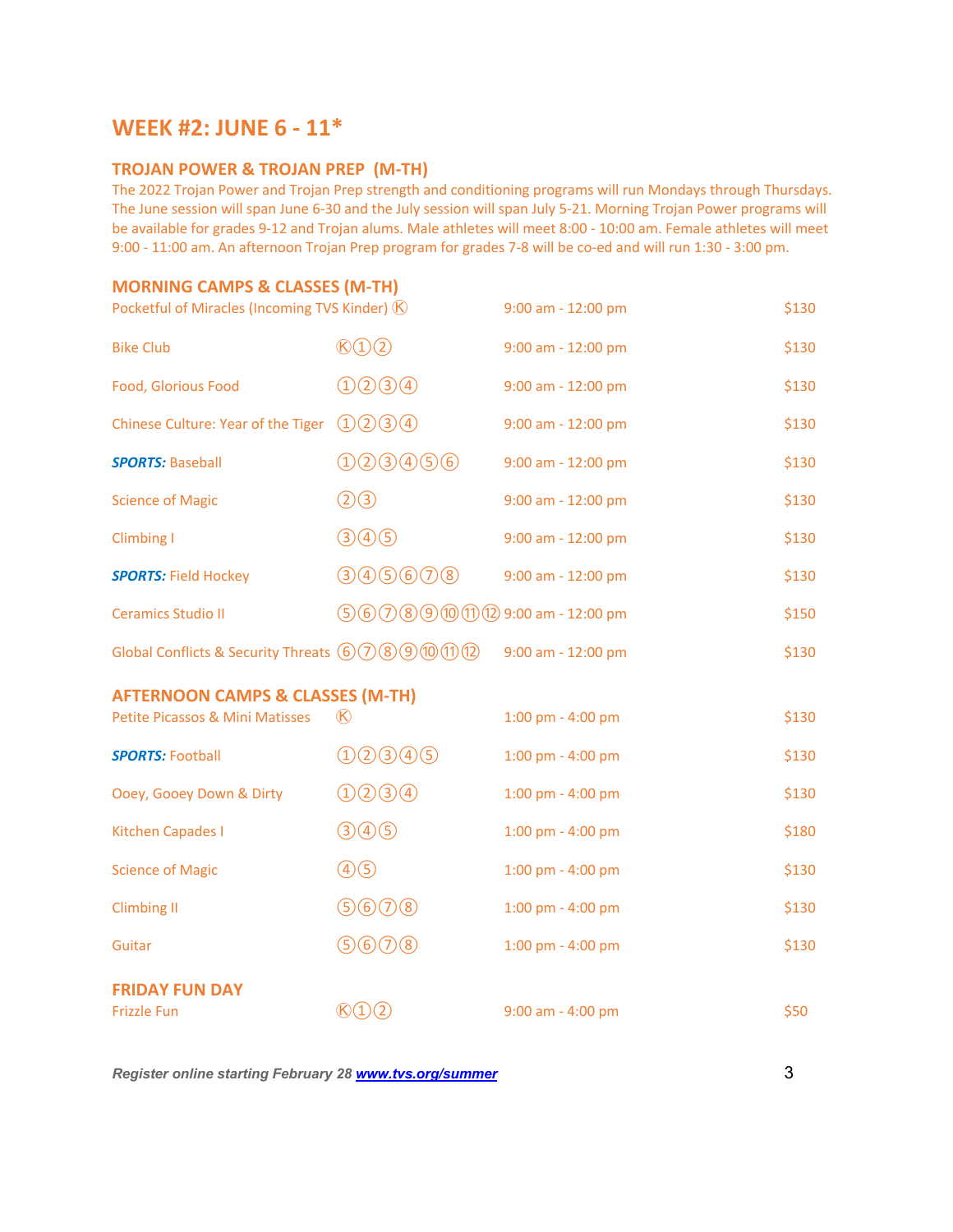## WEEK #2: JUNE 6 - 11*

### TROJAN POWER & TROJAN PREP (M-TH)

The 2022 Trojan Power and Trojan Prep strength and conditioning programs will run Mondays through Thursdays. The June session will span June 6-30 and the July session will span July 5-21. Morning Trojan Power programs will be available for grades 9-12 and Trojan alums. Male athletes will meet 8:00 - 10:00 am. Female athletes will meet 9:00 - 11:00 am. An afternoon Trojan Prep program for grades 7-8 will be co-ed and will run 1:30 - 3:00 pm.

### MORNING CAMPS & CLASSES (M-TH)

| Class | Grades | Time | Price |
|---|---|---|---|
| Pocketful of Miracles (Incoming TVS Kinder) | Ⓚ | 9:00 am - 12:00 pm | $130 |
| Bike Club | Ⓚ①② | 9:00 am - 12:00 pm | $130 |
| Food, Glorious Food | ①②③④ | 9:00 am - 12:00 pm | $130 |
| Chinese Culture: Year of the Tiger | ①②③④ | 9:00 am - 12:00 pm | $130 |
| ***SPORTS:*** Baseball | ①②③④⑤⑥ | 9:00 am - 12:00 pm | $130 |
| Science of Magic | ②③ | 9:00 am - 12:00 pm | $130 |
| Climbing I | ③④⑤ | 9:00 am - 12:00 pm | $130 |
| ***SPORTS:*** Field Hockey | ③④⑤⑥⑦⑧ | 9:00 am - 12:00 pm | $130 |
| Ceramics Studio II | ⑤⑥⑦⑧⑨⑩⑪⑫ | 9:00 am - 12:00 pm | $150 |
| Global Conflicts & Security Threats | ⑥⑦⑧⑨⑩⑪⑫ | 9:00 am - 12:00 pm | $130 |

### AFTERNOON CAMPS & CLASSES (M-TH)

| Class | Grades | Time | Price |
|---|---|---|---|
| Petite Picassos & Mini Matisses | Ⓚ | 1:00 pm - 4:00 pm | $130 |
| ***SPORTS:*** Football | ①②③④⑤ | 1:00 pm - 4:00 pm | $130 |
| Ooey, Gooey Down & Dirty | ①②③④ | 1:00 pm - 4:00 pm | $130 |
| Kitchen Capades I | ③④⑤ | 1:00 pm - 4:00 pm | $180 |
| Science of Magic | ④⑤ | 1:00 pm - 4:00 pm | $130 |
| Climbing II | ⑤⑥⑦⑧ | 1:00 pm - 4:00 pm | $130 |
| Guitar | ⑤⑥⑦⑧ | 1:00 pm - 4:00 pm | $130 |

### FRIDAY FUN DAY

| Class | Grades | Time | Price |
|---|---|---|---|
| Frizzle Fun | Ⓚ①② | 9:00 am - 4:00 pm | $50 |

***Register online starting February 28 [www.tvs.org/summer](www.tvs.org/summer)***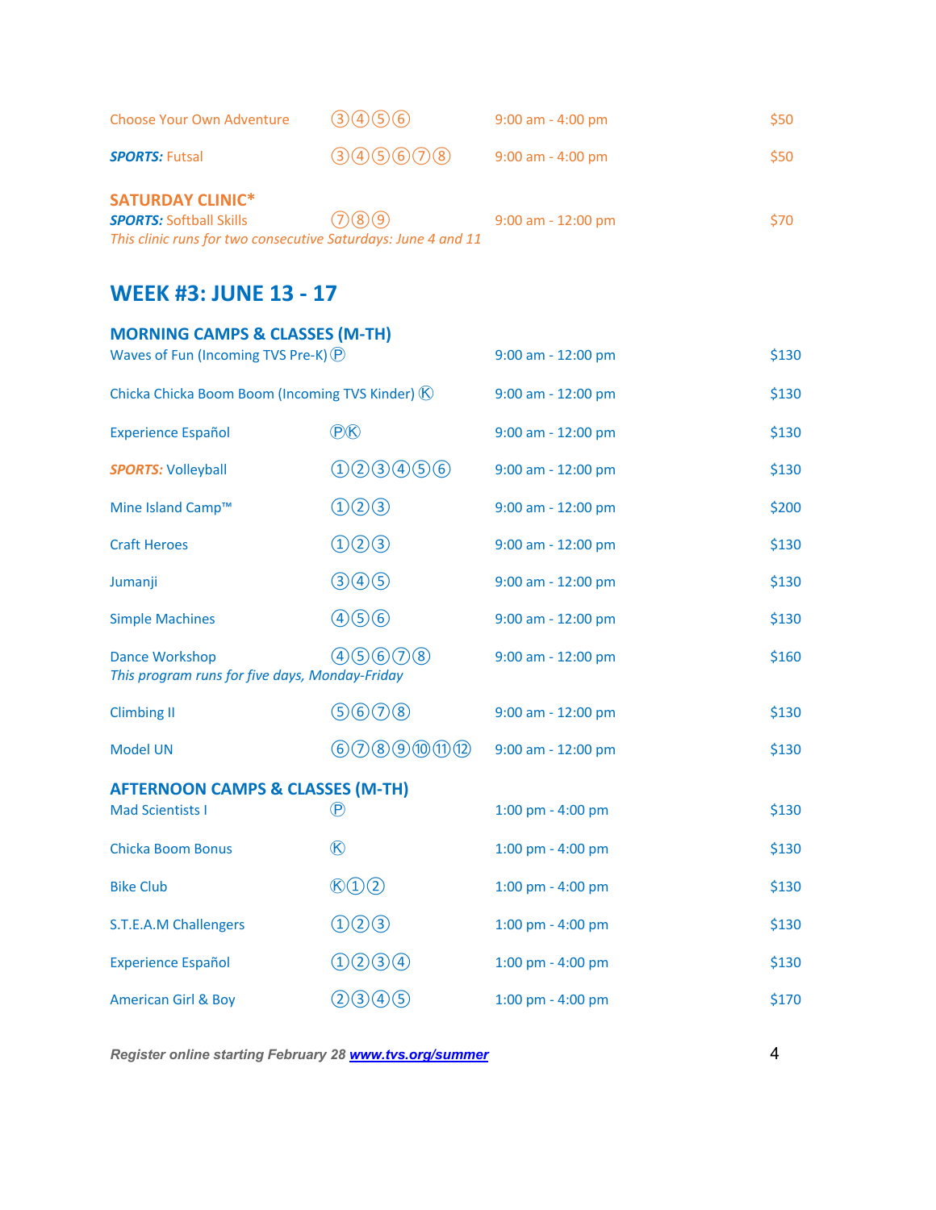| | | | |
|---|---|---|---|
| Choose Your Own Adventure | ③④⑤⑥ | 9:00 am - 4:00 pm | $50 |
| ***SPORTS:*** Futsal | ③④⑤⑥⑦⑧ | 9:00 am - 4:00 pm | $50 |

**SATURDAY CLINIC***

| | | | |
|---|---|---|---|
| ***SPORTS:*** Softball Skills | ⑦⑧⑨ | 9:00 am - 12:00 pm | $70 |

*This clinic runs for two consecutive Saturdays: June 4 and 11*

## WEEK #3: JUNE 13 - 17

### MORNING CAMPS & CLASSES (M-TH)

| | | | |
|---|---|---|---|
| Waves of Fun (Incoming TVS Pre-K) | Ⓟ | 9:00 am - 12:00 pm | $130 |
| Chicka Chicka Boom Boom (Incoming TVS Kinder) | Ⓚ | 9:00 am - 12:00 pm | $130 |
| Experience Español | ⓅⓀ | 9:00 am - 12:00 pm | $130 |
| ***SPORTS:*** Volleyball | ①②③④⑤⑥ | 9:00 am - 12:00 pm | $130 |
| Mine Island Camp™ | ①②③ | 9:00 am - 12:00 pm | $200 |
| Craft Heroes | ①②③ | 9:00 am - 12:00 pm | $130 |
| Jumanji | ③④⑤ | 9:00 am - 12:00 pm | $130 |
| Simple Machines | ④⑤⑥ | 9:00 am - 12:00 pm | $130 |
| Dance Workshop<br>*This program runs for five days, Monday-Friday* | ④⑤⑥⑦⑧ | 9:00 am - 12:00 pm | $160 |
| Climbing II | ⑤⑥⑦⑧ | 9:00 am - 12:00 pm | $130 |
| Model UN | ⑥⑦⑧⑨⑩⑪⑫ | 9:00 am - 12:00 pm | $130 |

### AFTERNOON CAMPS & CLASSES (M-TH)

| | | | |
|---|---|---|---|
| Mad Scientists I | Ⓟ | 1:00 pm - 4:00 pm | $130 |
| Chicka Boom Bonus | Ⓚ | 1:00 pm - 4:00 pm | $130 |
| Bike Club | Ⓚ①② | 1:00 pm - 4:00 pm | $130 |
| S.T.E.A.M Challengers | ①②③ | 1:00 pm - 4:00 pm | $130 |
| Experience Español | ①②③④ | 1:00 pm - 4:00 pm | $130 |
| American Girl & Boy | ②③④⑤ | 1:00 pm - 4:00 pm | $170 |

***Register online starting February 28 [www.tvs.org/summer](http://www.tvs.org/summer)***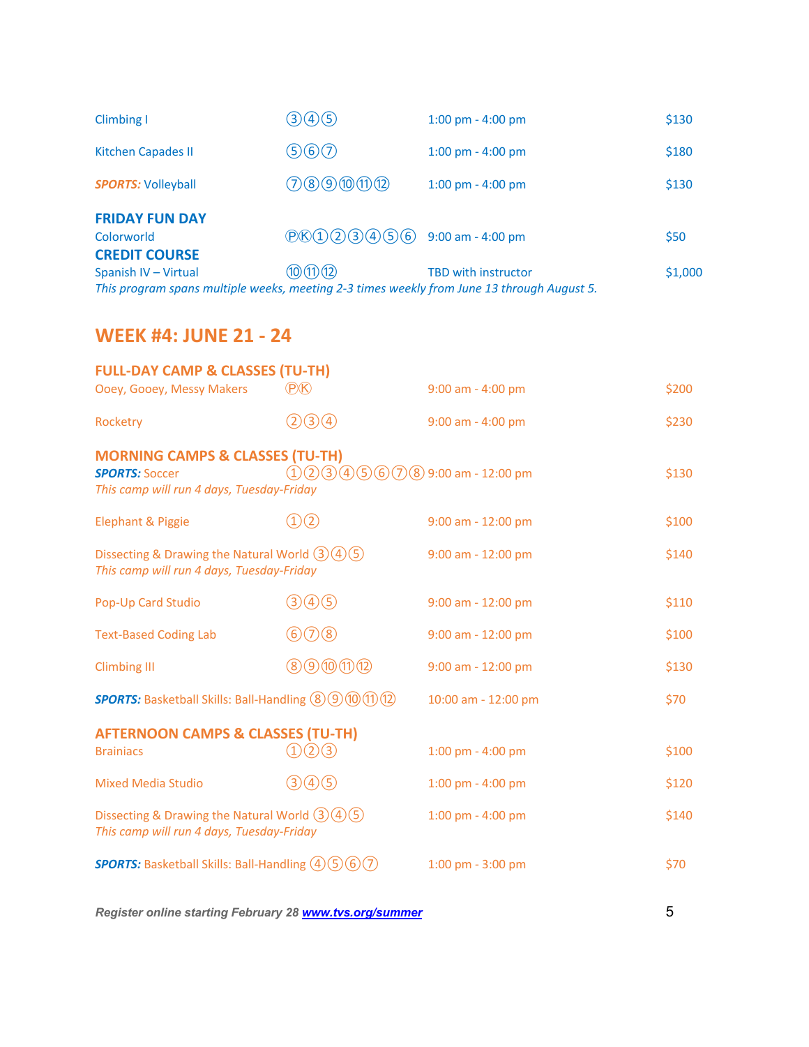| | | | |
|---|---|---|---|
| Climbing I | ③④⑤ | 1:00 pm - 4:00 pm | $130 |
| Kitchen Capades II | ⑤⑥⑦ | 1:00 pm - 4:00 pm | $180 |
| ***SPORTS:*** Volleyball | ⑦⑧⑨⑩⑪⑫ | 1:00 pm - 4:00 pm | $130 |

**FRIDAY FUN DAY**

| | | | |
|---|---|---|---|
| Colorworld | ⓅⓀ①②③④⑤⑥ | 9:00 am - 4:00 pm | $50 |

**CREDIT COURSE**

| | | | |
|---|---|---|---|
| Spanish IV – Virtual | ⑩⑪⑫ | TBD with instructor | $1,000 |

*This program spans multiple weeks, meeting 2-3 times weekly from June 13 through August 5.*

## WEEK #4: JUNE 21 - 24

### FULL-DAY CAMP & CLASSES (TU-TH)

| | | | |
|---|---|---|---|
| Ooey, Gooey, Messy Makers | ⓅⓀ | 9:00 am - 4:00 pm | $200 |
| Rocketry | ②③④ | 9:00 am - 4:00 pm | $230 |

### MORNING CAMPS & CLASSES (TU-TH)

| | | | |
|---|---|---|---|
| ***SPORTS:*** Soccer<br>*This camp will run 4 days, Tuesday-Friday* | ①②③④⑤⑥⑦⑧ | 9:00 am - 12:00 pm | $130 |
| Elephant & Piggie | ①② | 9:00 am - 12:00 pm | $100 |
| Dissecting & Drawing the Natural World<br>*This camp will run 4 days, Tuesday-Friday* | ③④⑤ | 9:00 am - 12:00 pm | $140 |
| Pop-Up Card Studio | ③④⑤ | 9:00 am - 12:00 pm | $110 |
| Text-Based Coding Lab | ⑥⑦⑧ | 9:00 am - 12:00 pm | $100 |
| Climbing III | ⑧⑨⑩⑪⑫ | 9:00 am - 12:00 pm | $130 |
| ***SPORTS:*** Basketball Skills: Ball-Handling | ⑧⑨⑩⑪⑫ | 10:00 am - 12:00 pm | $70 |

### AFTERNOON CAMPS & CLASSES (TU-TH)

| | | | |
|---|---|---|---|
| Brainiacs | ①②③ | 1:00 pm - 4:00 pm | $100 |
| Mixed Media Studio | ③④⑤ | 1:00 pm - 4:00 pm | $120 |
| Dissecting & Drawing the Natural World<br>*This camp will run 4 days, Tuesday-Friday* | ③④⑤ | 1:00 pm - 4:00 pm | $140 |
| ***SPORTS:*** Basketball Skills: Ball-Handling | ④⑤⑥⑦ | 1:00 pm - 3:00 pm | $70 |

***Register online starting February 28 [www.tvs.org/summer](www.tvs.org/summer)***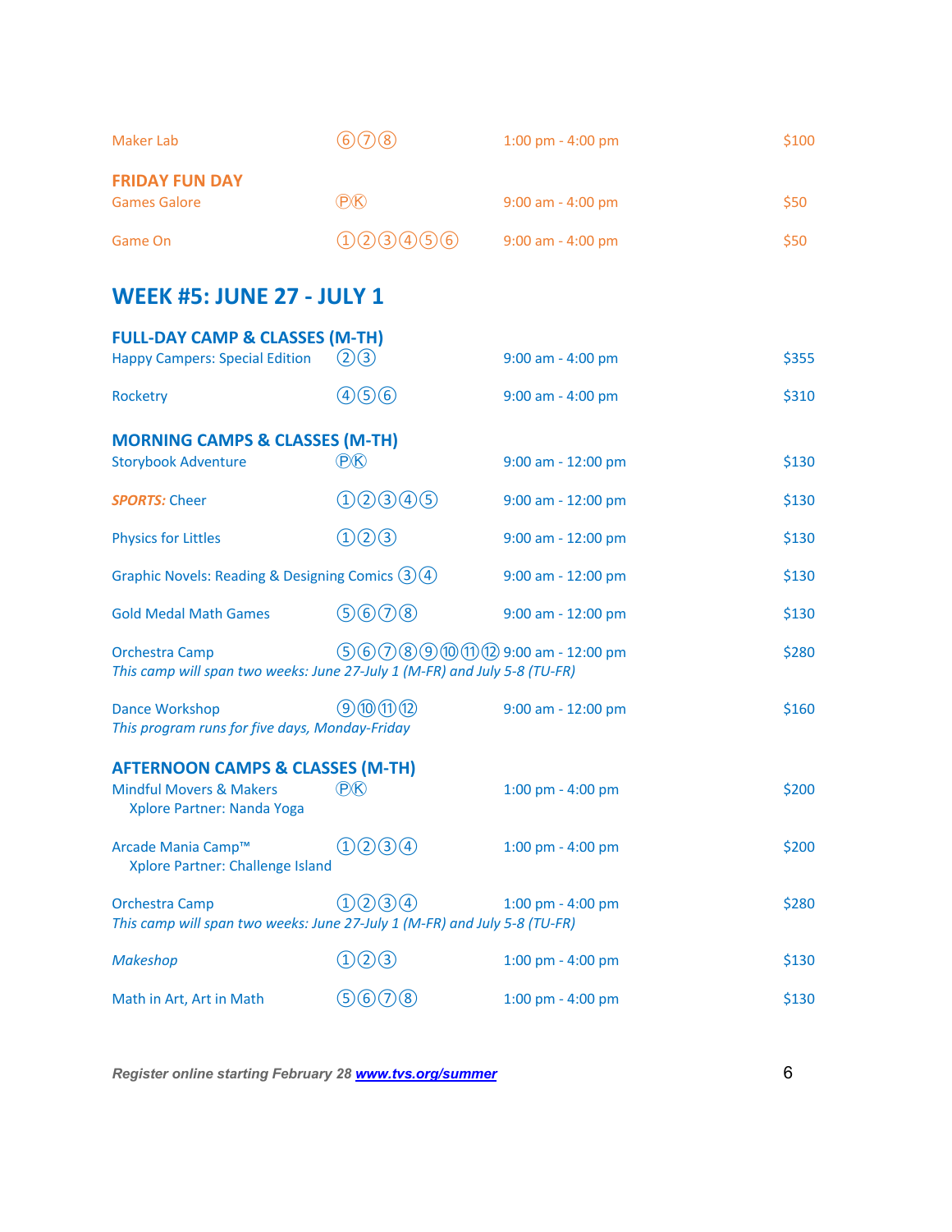| | | | |
|---|---|---|---|
| Maker Lab | ⑥⑦⑧ | 1:00 pm - 4:00 pm | $100 |

**FRIDAY FUN DAY**

| | | | |
|---|---|---|---|
| Games Galore | ⓅⓀ | 9:00 am - 4:00 pm | $50 |
| Game On | ①②③④⑤⑥ | 9:00 am - 4:00 pm | $50 |

## WEEK #5: JUNE 27 - JULY 1

### FULL-DAY CAMP & CLASSES (M-TH)

| | | | |
|---|---|---|---|
| Happy Campers: Special Edition | ②③ | 9:00 am - 4:00 pm | $355 |
| Rocketry | ④⑤⑥ | 9:00 am - 4:00 pm | $310 |

### MORNING CAMPS & CLASSES (M-TH)

| | | | |
|---|---|---|---|
| Storybook Adventure | ⓅⓀ | 9:00 am - 12:00 pm | $130 |
| ***SPORTS:*** Cheer | ①②③④⑤ | 9:00 am - 12:00 pm | $130 |
| Physics for Littles | ①②③ | 9:00 am - 12:00 pm | $130 |
| Graphic Novels: Reading & Designing Comics | ③④ | 9:00 am - 12:00 pm | $130 |
| Gold Medal Math Games | ⑤⑥⑦⑧ | 9:00 am - 12:00 pm | $130 |
| Orchestra Camp<br>*This camp will span two weeks: June 27-July 1 (M-FR) and July 5-8 (TU-FR)* | ⑤⑥⑦⑧⑨⑩⑪⑫ | 9:00 am - 12:00 pm | $280 |
| Dance Workshop<br>*This program runs for five days, Monday-Friday* | ⑨⑩⑪⑫ | 9:00 am - 12:00 pm | $160 |

### AFTERNOON CAMPS & CLASSES (M-TH)

| | | | |
|---|---|---|---|
| Mindful Movers & Makers<br>Xplore Partner: Nanda Yoga | ⓅⓀ | 1:00 pm - 4:00 pm | $200 |
| Arcade Mania Camp™<br>Xplore Partner: Challenge Island | ①②③④ | 1:00 pm - 4:00 pm | $200 |
| Orchestra Camp<br>*This camp will span two weeks: June 27-July 1 (M-FR) and July 5-8 (TU-FR)* | ①②③④ | 1:00 pm - 4:00 pm | $280 |
| *Makeshop* | ①②③ | 1:00 pm - 4:00 pm | $130 |
| Math in Art, Art in Math | ⑤⑥⑦⑧ | 1:00 pm - 4:00 pm | $130 |

***Register online starting February 28 [www.tvs.org/summer](http://www.tvs.org/summer)***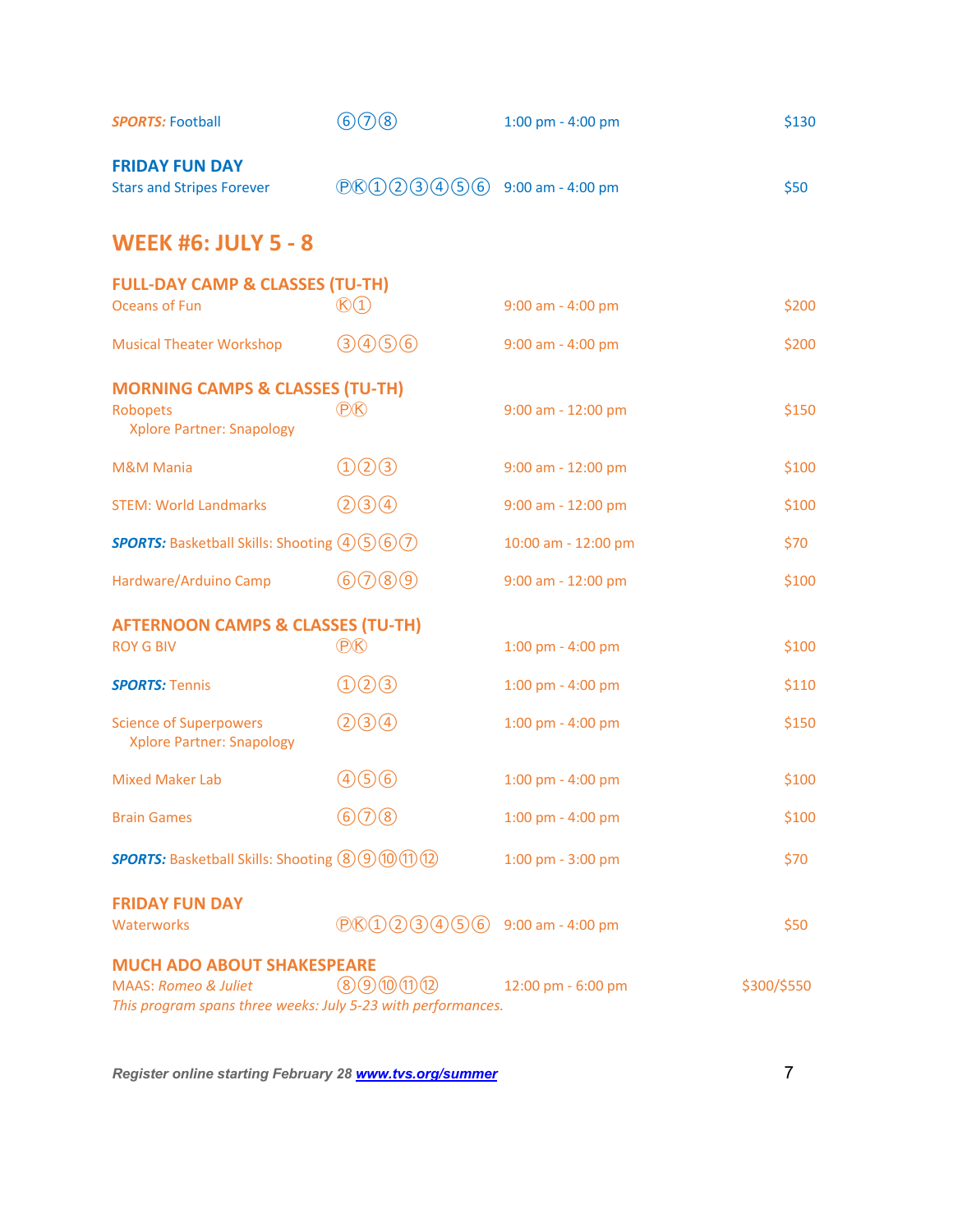| | | | |
|---|---|---|---|
| ***SPORTS:*** Football | ⑥⑦⑧ | 1:00 pm - 4:00 pm | $130 |

### FRIDAY FUN DAY

| | | | |
|---|---|---|---|
| Stars and Stripes Forever | ⓅⓀ①②③④⑤⑥ | 9:00 am - 4:00 pm | $50 |

## WEEK #6: JULY 5 - 8

### FULL-DAY CAMP & CLASSES (TU-TH)

| | | | |
|---|---|---|---|
| Oceans of Fun | Ⓚ① | 9:00 am - 4:00 pm | $200 |
| Musical Theater Workshop | ③④⑤⑥ | 9:00 am - 4:00 pm | $200 |

### MORNING CAMPS & CLASSES (TU-TH)

| | | | |
|---|---|---|---|
| Robopets<br>Xplore Partner: Snapology | ⓅⓀ | 9:00 am - 12:00 pm | $150 |
| M&M Mania | ①②③ | 9:00 am - 12:00 pm | $100 |
| STEM: World Landmarks | ②③④ | 9:00 am - 12:00 pm | $100 |
| ***SPORTS:*** Basketball Skills: Shooting | ④⑤⑥⑦ | 10:00 am - 12:00 pm | $70 |
| Hardware/Arduino Camp | ⑥⑦⑧⑨ | 9:00 am - 12:00 pm | $100 |

### AFTERNOON CAMPS & CLASSES (TU-TH)

| | | | |
|---|---|---|---|
| ROY G BIV | ⓅⓀ | 1:00 pm - 4:00 pm | $100 |
| ***SPORTS:*** Tennis | ①②③ | 1:00 pm - 4:00 pm | $110 |
| Science of Superpowers<br>Xplore Partner: Snapology | ②③④ | 1:00 pm - 4:00 pm | $150 |
| Mixed Maker Lab | ④⑤⑥ | 1:00 pm - 4:00 pm | $100 |
| Brain Games | ⑥⑦⑧ | 1:00 pm - 4:00 pm | $100 |
| ***SPORTS:*** Basketball Skills: Shooting | ⑧⑨⑩⑪⑫ | 1:00 pm - 3:00 pm | $70 |

### FRIDAY FUN DAY

| | | | |
|---|---|---|---|
| Waterworks | ⓅⓀ①②③④⑤⑥ | 9:00 am - 4:00 pm | $50 |

### MUCH ADO ABOUT SHAKESPEARE

| | | | |
|---|---|---|---|
| MAAS: *Romeo & Juliet* | ⑧⑨⑩⑪⑫ | 12:00 pm - 6:00 pm | $300/$550 |

*This program spans three weeks: July 5-23 with performances.*

***Register online starting February 28 [www.tvs.org/summer](http://www.tvs.org/summer)***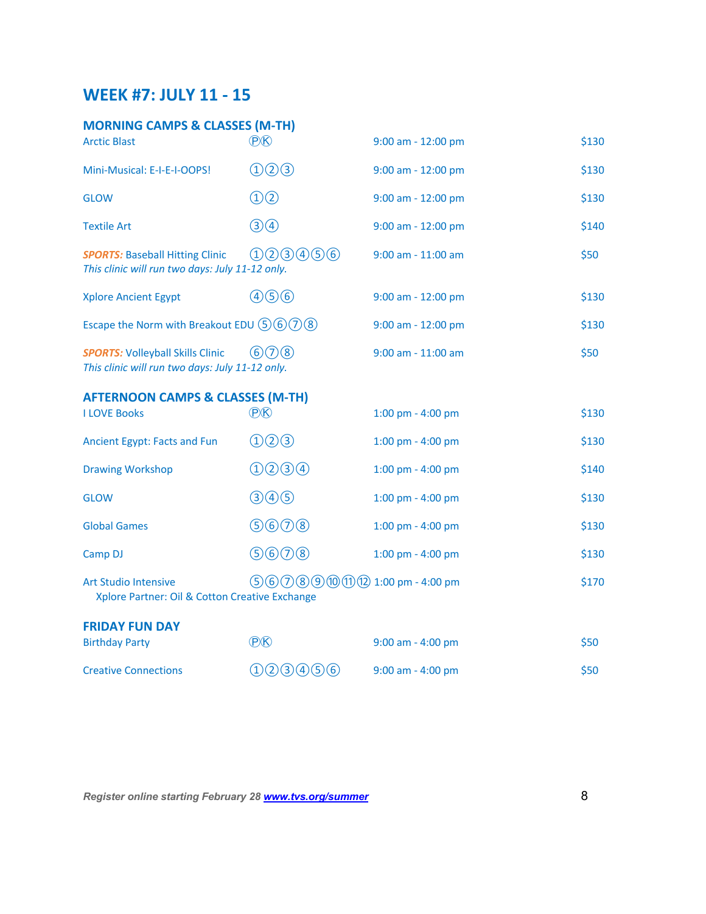# WEEK #7: JULY 11 - 15

## MORNING CAMPS & CLASSES (M-TH)

| | | | |
|---|---|---|---|
| Arctic Blast | ⓅⓀ | 9:00 am - 12:00 pm | $130 |
| Mini-Musical: E-I-E-I-OOPS! | ①②③ | 9:00 am - 12:00 pm | $130 |
| GLOW | ①② | 9:00 am - 12:00 pm | $130 |
| Textile Art | ③④ | 9:00 am - 12:00 pm | $140 |
| ***SPORTS:*** Baseball Hitting Clinic<br>*This clinic will run two days: July 11-12 only.* | ①②③④⑤⑥ | 9:00 am - 11:00 am | $50 |
| Xplore Ancient Egypt | ④⑤⑥ | 9:00 am - 12:00 pm | $130 |
| Escape the Norm with Breakout EDU | ⑤⑥⑦⑧ | 9:00 am - 12:00 pm | $130 |
| ***SPORTS:*** Volleyball Skills Clinic<br>*This clinic will run two days: July 11-12 only.* | ⑥⑦⑧ | 9:00 am - 11:00 am | $50 |

## AFTERNOON CAMPS & CLASSES (M-TH)

| | | | |
|---|---|---|---|
| I LOVE Books | ⓅⓀ | 1:00 pm - 4:00 pm | $130 |
| Ancient Egypt: Facts and Fun | ①②③ | 1:00 pm - 4:00 pm | $130 |
| Drawing Workshop | ①②③④ | 1:00 pm - 4:00 pm | $140 |
| GLOW | ③④⑤ | 1:00 pm - 4:00 pm | $130 |
| Global Games | ⑤⑥⑦⑧ | 1:00 pm - 4:00 pm | $130 |
| Camp DJ | ⑤⑥⑦⑧ | 1:00 pm - 4:00 pm | $130 |
| Art Studio Intensive<br>Xplore Partner: Oil & Cotton Creative Exchange | ⑤⑥⑦⑧⑨⑩⑪⑫ | 1:00 pm - 4:00 pm | $170 |

## FRIDAY FUN DAY

| | | | |
|---|---|---|---|
| Birthday Party | ⓅⓀ | 9:00 am - 4:00 pm | $50 |
| Creative Connections | ①②③④⑤⑥ | 9:00 am - 4:00 pm | $50 |

***Register online starting February 28 [www.tvs.org/summer](http://www.tvs.org/summer)***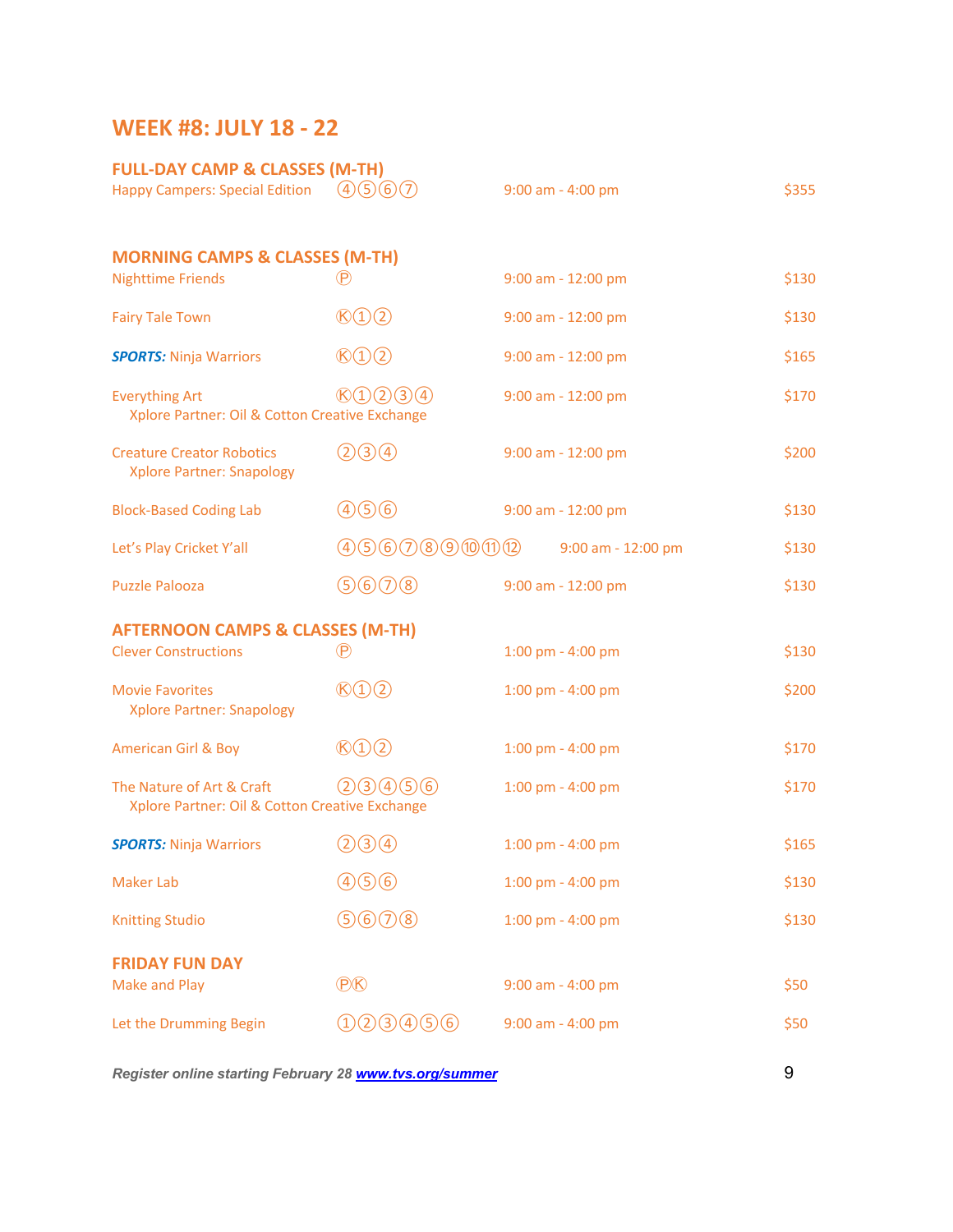## WEEK #8: JULY 18 - 22

### FULL-DAY CAMP & CLASSES (M-TH)

| Class | Grades | Time | Price |
|---|---|---|---|
| Happy Campers: Special Edition | ④⑤⑥⑦ | 9:00 am - 4:00 pm | $355 |

### MORNING CAMPS & CLASSES (M-TH)

| Class | Grades | Time | Price |
|---|---|---|---|
| Nighttime Friends | Ⓟ | 9:00 am - 12:00 pm | $130 |
| Fairy Tale Town | Ⓚ①② | 9:00 am - 12:00 pm | $130 |
| ***SPORTS:*** Ninja Warriors | Ⓚ①② | 9:00 am - 12:00 pm | $165 |
| Everything Art<br>Xplore Partner: Oil & Cotton Creative Exchange | Ⓚ①②③④ | 9:00 am - 12:00 pm | $170 |
| Creature Creator Robotics<br>Xplore Partner: Snapology | ②③④ | 9:00 am - 12:00 pm | $200 |
| Block-Based Coding Lab | ④⑤⑥ | 9:00 am - 12:00 pm | $130 |
| Let's Play Cricket Y'all | ④⑤⑥⑦⑧⑨⑩⑪⑫ | 9:00 am - 12:00 pm | $130 |
| Puzzle Palooza | ⑤⑥⑦⑧ | 9:00 am - 12:00 pm | $130 |

### AFTERNOON CAMPS & CLASSES (M-TH)

| Class | Grades | Time | Price |
|---|---|---|---|
| Clever Constructions | Ⓟ | 1:00 pm - 4:00 pm | $130 |
| Movie Favorites<br>Xplore Partner: Snapology | Ⓚ①② | 1:00 pm - 4:00 pm | $200 |
| American Girl & Boy | Ⓚ①② | 1:00 pm - 4:00 pm | $170 |
| The Nature of Art & Craft<br>Xplore Partner: Oil & Cotton Creative Exchange | ②③④⑤⑥ | 1:00 pm - 4:00 pm | $170 |
| ***SPORTS:*** Ninja Warriors | ②③④ | 1:00 pm - 4:00 pm | $165 |
| Maker Lab | ④⑤⑥ | 1:00 pm - 4:00 pm | $130 |
| Knitting Studio | ⑤⑥⑦⑧ | 1:00 pm - 4:00 pm | $130 |

### FRIDAY FUN DAY

| Class | Grades | Time | Price |
|---|---|---|---|
| Make and Play | ⓅⓀ | 9:00 am - 4:00 pm | $50 |
| Let the Drumming Begin | ①②③④⑤⑥ | 9:00 am - 4:00 pm | $50 |

***Register online starting February 28 [www.tvs.org/summer](www.tvs.org/summer)***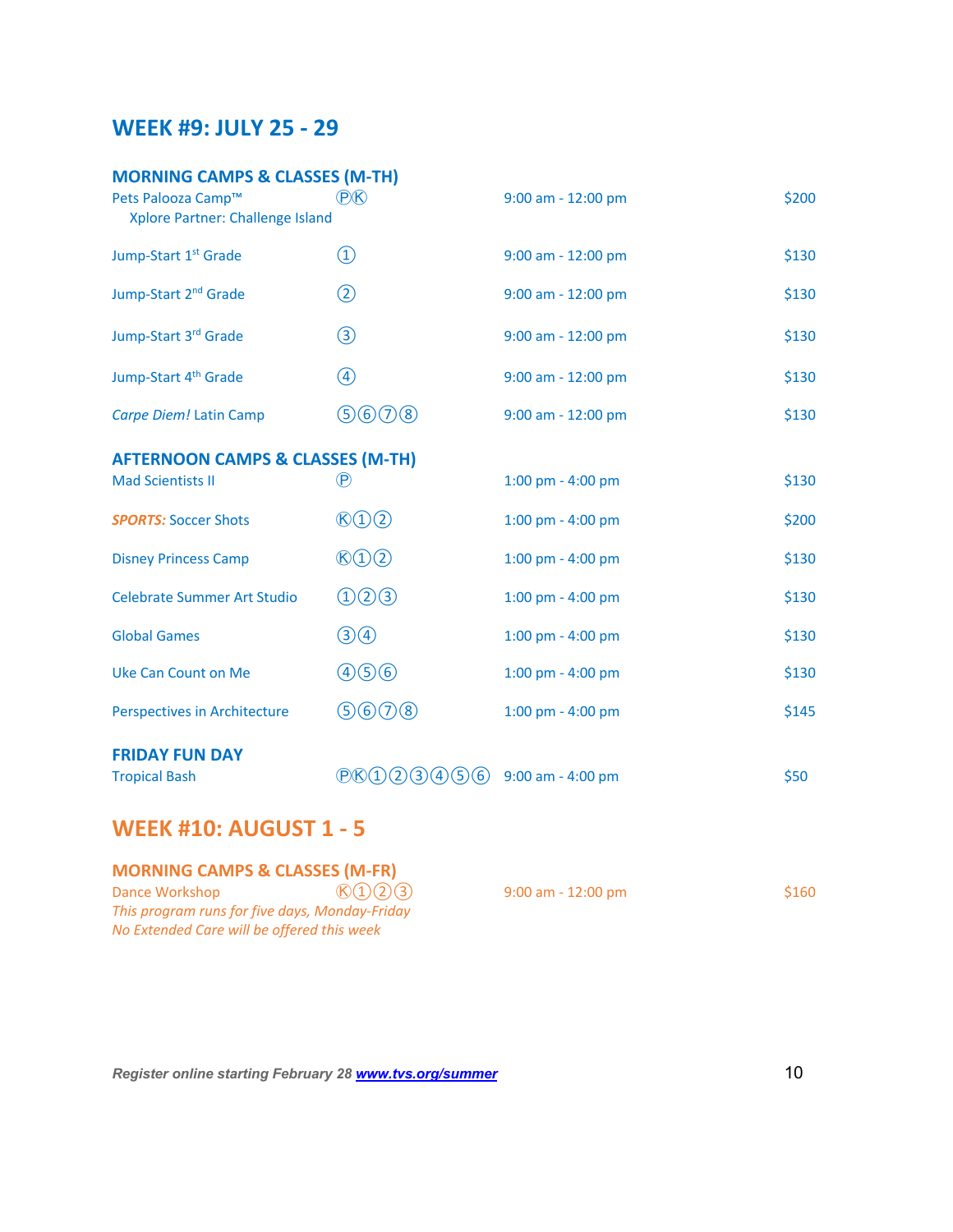## WEEK #9: JULY 25 - 29

### MORNING CAMPS & CLASSES (M-TH)

| | | | |
|---|---|---|---|
| Pets Palooza Camp™<br>Xplore Partner: Challenge Island | ⓅⓀ | 9:00 am - 12:00 pm | $200 |
| Jump-Start 1st Grade | ① | 9:00 am - 12:00 pm | $130 |
| Jump-Start 2nd Grade | ② | 9:00 am - 12:00 pm | $130 |
| Jump-Start 3rd Grade | ③ | 9:00 am - 12:00 pm | $130 |
| Jump-Start 4th Grade | ④ | 9:00 am - 12:00 pm | $130 |
| *Carpe Diem!* Latin Camp | ⑤⑥⑦⑧ | 9:00 am - 12:00 pm | $130 |

### AFTERNOON CAMPS & CLASSES (M-TH)

| | | | |
|---|---|---|---|
| Mad Scientists II | Ⓟ | 1:00 pm - 4:00 pm | $130 |
| ***SPORTS:*** Soccer Shots | Ⓚ①② | 1:00 pm - 4:00 pm | $200 |
| Disney Princess Camp | Ⓚ①② | 1:00 pm - 4:00 pm | $130 |
| Celebrate Summer Art Studio | ①②③ | 1:00 pm - 4:00 pm | $130 |
| Global Games | ③④ | 1:00 pm - 4:00 pm | $130 |
| Uke Can Count on Me | ④⑤⑥ | 1:00 pm - 4:00 pm | $130 |
| Perspectives in Architecture | ⑤⑥⑦⑧ | 1:00 pm - 4:00 pm | $145 |

### FRIDAY FUN DAY

| | | | |
|---|---|---|---|
| Tropical Bash | ⓅⓀ①②③④⑤⑥ | 9:00 am - 4:00 pm | $50 |

## WEEK #10: AUGUST 1 - 5

### MORNING CAMPS & CLASSES (M-FR)

| | | | |
|---|---|---|---|
| Dance Workshop | Ⓚ①②③ | 9:00 am - 12:00 pm | $160 |

*This program runs for five days, Monday-Friday*
*No Extended Care will be offered this week*

***Register online starting February 28 www.tvs.org/summer***